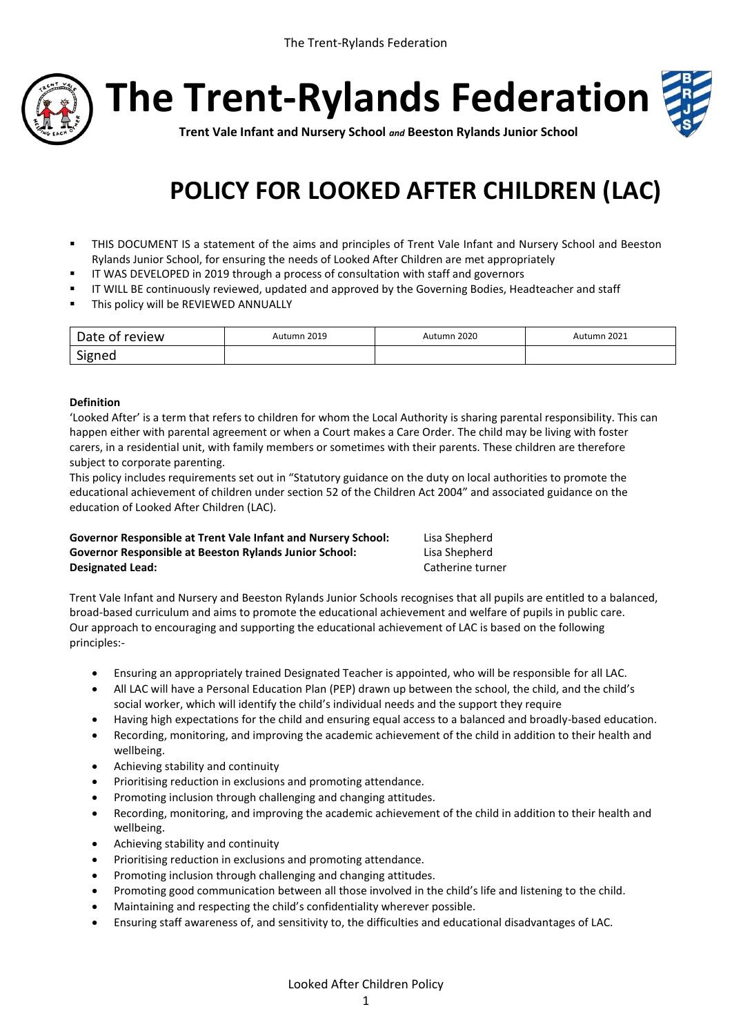# The Trent-Rylands Federation

**Trent Vale Infant and Nursery School *and* Beeston Rylands Junior School**

# POLICY FOR LOOKED AFTER CHILDREN (LAC)

- THIS DOCUMENT IS a statement of the aims and principles of Trent Vale Infant and Nursery School and Beeston Rylands Junior School, for ensuring the needs of Looked After Children are met appropriately
- IT WAS DEVELOPED in 2019 through a process of consultation with staff and governors
- IT WILL BE continuously reviewed, updated and approved by the Governing Bodies, Headteacher and staff
- This policy will be REVIEWED ANNUALLY

| Date of review | Autumn 2019 | Autumn 2020 | Autumn 2021 |
|---|---|---|---|
| Signed | | | |

**Definition**

'Looked After' is a term that refers to children for whom the Local Authority is sharing parental responsibility. This can happen either with parental agreement or when a Court makes a Care Order. The child may be living with foster carers, in a residential unit, with family members or sometimes with their parents. These children are therefore subject to corporate parenting.

This policy includes requirements set out in "Statutory guidance on the duty on local authorities to promote the educational achievement of children under section 52 of the Children Act 2004" and associated guidance on the education of Looked After Children (LAC).

**Governor Responsible at Trent Vale Infant and Nursery School:** Lisa Shepherd
**Governor Responsible at Beeston Rylands Junior School:** Lisa Shepherd
**Designated Lead:** Catherine turner

Trent Vale Infant and Nursery and Beeston Rylands Junior Schools recognises that all pupils are entitled to a balanced, broad-based curriculum and aims to promote the educational achievement and welfare of pupils in public care.
Our approach to encouraging and supporting the educational achievement of LAC is based on the following principles:-

- Ensuring an appropriately trained Designated Teacher is appointed, who will be responsible for all LAC.
- All LAC will have a Personal Education Plan (PEP) drawn up between the school, the child, and the child's social worker, which will identify the child's individual needs and the support they require
- Having high expectations for the child and ensuring equal access to a balanced and broadly-based education.
- Recording, monitoring, and improving the academic achievement of the child in addition to their health and wellbeing.
- Achieving stability and continuity
- Prioritising reduction in exclusions and promoting attendance.
- Promoting inclusion through challenging and changing attitudes.
- Recording, monitoring, and improving the academic achievement of the child in addition to their health and wellbeing.
- Achieving stability and continuity
- Prioritising reduction in exclusions and promoting attendance.
- Promoting inclusion through challenging and changing attitudes.
- Promoting good communication between all those involved in the child's life and listening to the child.
- Maintaining and respecting the child's confidentiality wherever possible.
- Ensuring staff awareness of, and sensitivity to, the difficulties and educational disadvantages of LAC.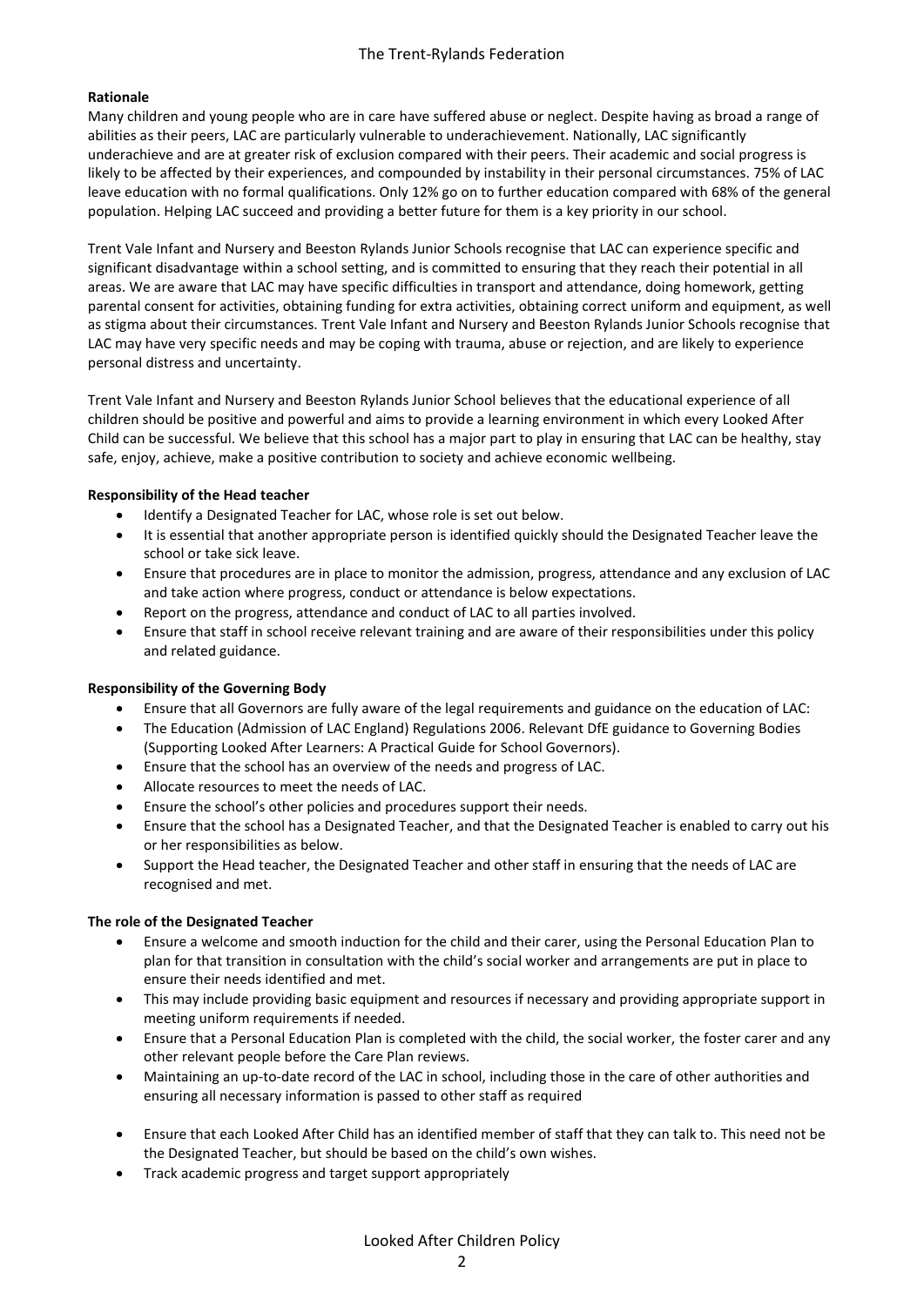**Rationale**

Many children and young people who are in care have suffered abuse or neglect. Despite having as broad a range of abilities as their peers, LAC are particularly vulnerable to underachievement. Nationally, LAC significantly underachieve and are at greater risk of exclusion compared with their peers. Their academic and social progress is likely to be affected by their experiences, and compounded by instability in their personal circumstances. 75% of LAC leave education with no formal qualifications. Only 12% go on to further education compared with 68% of the general population. Helping LAC succeed and providing a better future for them is a key priority in our school.

Trent Vale Infant and Nursery and Beeston Rylands Junior Schools recognise that LAC can experience specific and significant disadvantage within a school setting, and is committed to ensuring that they reach their potential in all areas. We are aware that LAC may have specific difficulties in transport and attendance, doing homework, getting parental consent for activities, obtaining funding for extra activities, obtaining correct uniform and equipment, as well as stigma about their circumstances. Trent Vale Infant and Nursery and Beeston Rylands Junior Schools recognise that LAC may have very specific needs and may be coping with trauma, abuse or rejection, and are likely to experience personal distress and uncertainty.

Trent Vale Infant and Nursery and Beeston Rylands Junior School believes that the educational experience of all children should be positive and powerful and aims to provide a learning environment in which every Looked After Child can be successful. We believe that this school has a major part to play in ensuring that LAC can be healthy, stay safe, enjoy, achieve, make a positive contribution to society and achieve economic wellbeing.

**Responsibility of the Head teacher**

- Identify a Designated Teacher for LAC, whose role is set out below.
- It is essential that another appropriate person is identified quickly should the Designated Teacher leave the school or take sick leave.
- Ensure that procedures are in place to monitor the admission, progress, attendance and any exclusion of LAC and take action where progress, conduct or attendance is below expectations.
- Report on the progress, attendance and conduct of LAC to all parties involved.
- Ensure that staff in school receive relevant training and are aware of their responsibilities under this policy and related guidance.

**Responsibility of the Governing Body**

- Ensure that all Governors are fully aware of the legal requirements and guidance on the education of LAC:
- The Education (Admission of LAC England) Regulations 2006. Relevant DfE guidance to Governing Bodies (Supporting Looked After Learners: A Practical Guide for School Governors).
- Ensure that the school has an overview of the needs and progress of LAC.
- Allocate resources to meet the needs of LAC.
- Ensure the school's other policies and procedures support their needs.
- Ensure that the school has a Designated Teacher, and that the Designated Teacher is enabled to carry out his or her responsibilities as below.
- Support the Head teacher, the Designated Teacher and other staff in ensuring that the needs of LAC are recognised and met.

**The role of the Designated Teacher**

- Ensure a welcome and smooth induction for the child and their carer, using the Personal Education Plan to plan for that transition in consultation with the child's social worker and arrangements are put in place to ensure their needs identified and met.
- This may include providing basic equipment and resources if necessary and providing appropriate support in meeting uniform requirements if needed.
- Ensure that a Personal Education Plan is completed with the child, the social worker, the foster carer and any other relevant people before the Care Plan reviews.
- Maintaining an up-to-date record of the LAC in school, including those in the care of other authorities and ensuring all necessary information is passed to other staff as required
- Ensure that each Looked After Child has an identified member of staff that they can talk to. This need not be the Designated Teacher, but should be based on the child's own wishes.
- Track academic progress and target support appropriately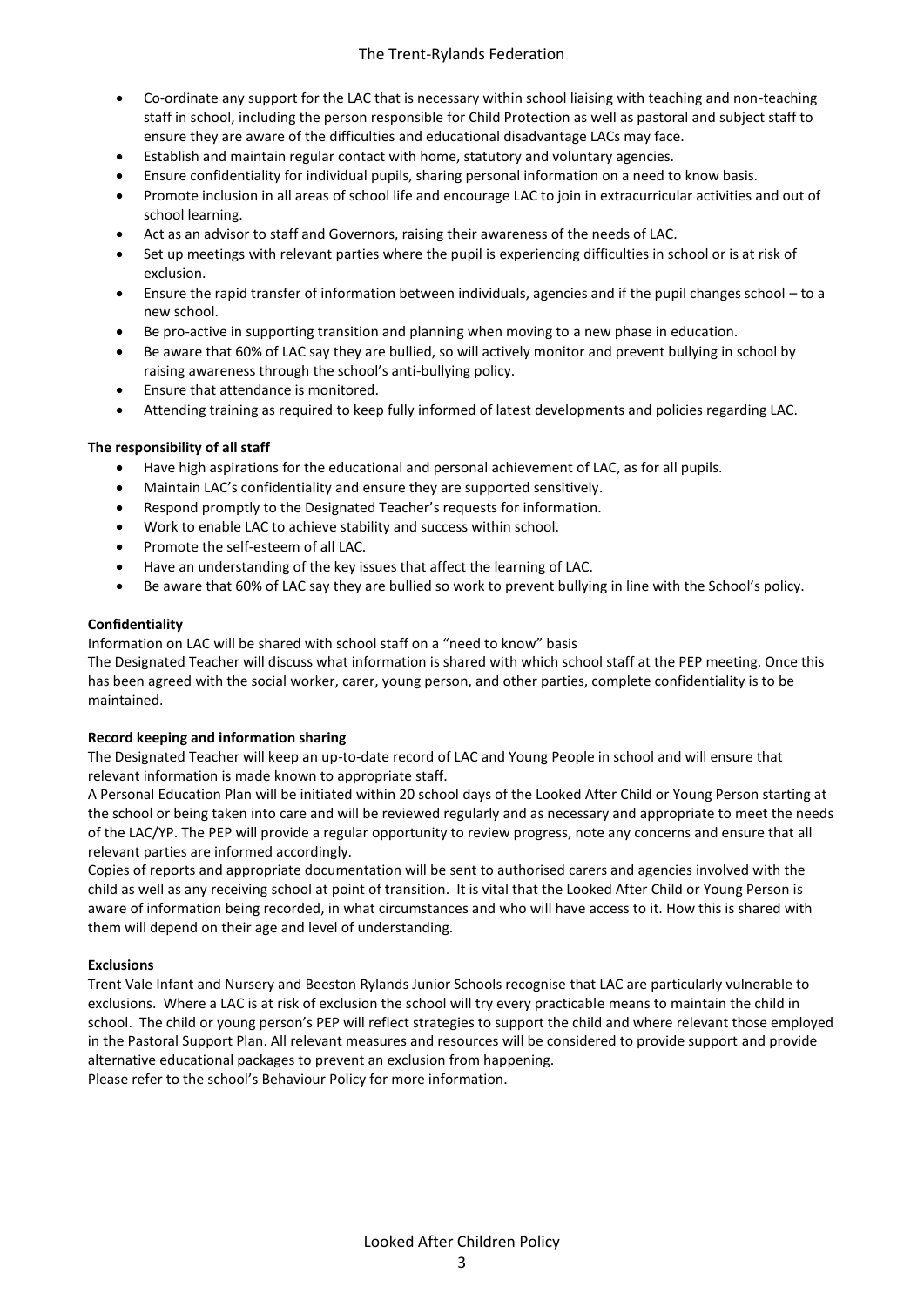- Co-ordinate any support for the LAC that is necessary within school liaising with teaching and non-teaching staff in school, including the person responsible for Child Protection as well as pastoral and subject staff to ensure they are aware of the difficulties and educational disadvantage LACs may face.
- Establish and maintain regular contact with home, statutory and voluntary agencies.
- Ensure confidentiality for individual pupils, sharing personal information on a need to know basis.
- Promote inclusion in all areas of school life and encourage LAC to join in extracurricular activities and out of school learning.
- Act as an advisor to staff and Governors, raising their awareness of the needs of LAC.
- Set up meetings with relevant parties where the pupil is experiencing difficulties in school or is at risk of exclusion.
- Ensure the rapid transfer of information between individuals, agencies and if the pupil changes school – to a new school.
- Be pro-active in supporting transition and planning when moving to a new phase in education.
- Be aware that 60% of LAC say they are bullied, so will actively monitor and prevent bullying in school by raising awareness through the school's anti-bullying policy.
- Ensure that attendance is monitored.
- Attending training as required to keep fully informed of latest developments and policies regarding LAC.

**The responsibility of all staff**

- Have high aspirations for the educational and personal achievement of LAC, as for all pupils.
- Maintain LAC's confidentiality and ensure they are supported sensitively.
- Respond promptly to the Designated Teacher's requests for information.
- Work to enable LAC to achieve stability and success within school.
- Promote the self-esteem of all LAC.
- Have an understanding of the key issues that affect the learning of LAC.
- Be aware that 60% of LAC say they are bullied so work to prevent bullying in line with the School's policy.

**Confidentiality**

Information on LAC will be shared with school staff on a "need to know" basis

The Designated Teacher will discuss what information is shared with which school staff at the PEP meeting. Once this has been agreed with the social worker, carer, young person, and other parties, complete confidentiality is to be maintained.

**Record keeping and information sharing**

The Designated Teacher will keep an up-to-date record of LAC and Young People in school and will ensure that relevant information is made known to appropriate staff.

A Personal Education Plan will be initiated within 20 school days of the Looked After Child or Young Person starting at the school or being taken into care and will be reviewed regularly and as necessary and appropriate to meet the needs of the LAC/YP. The PEP will provide a regular opportunity to review progress, note any concerns and ensure that all relevant parties are informed accordingly.

Copies of reports and appropriate documentation will be sent to authorised carers and agencies involved with the child as well as any receiving school at point of transition. It is vital that the Looked After Child or Young Person is aware of information being recorded, in what circumstances and who will have access to it. How this is shared with them will depend on their age and level of understanding.

**Exclusions**

Trent Vale Infant and Nursery and Beeston Rylands Junior Schools recognise that LAC are particularly vulnerable to exclusions. Where a LAC is at risk of exclusion the school will try every practicable means to maintain the child in school. The child or young person's PEP will reflect strategies to support the child and where relevant those employed in the Pastoral Support Plan. All relevant measures and resources will be considered to provide support and provide alternative educational packages to prevent an exclusion from happening.

Please refer to the school's Behaviour Policy for more information.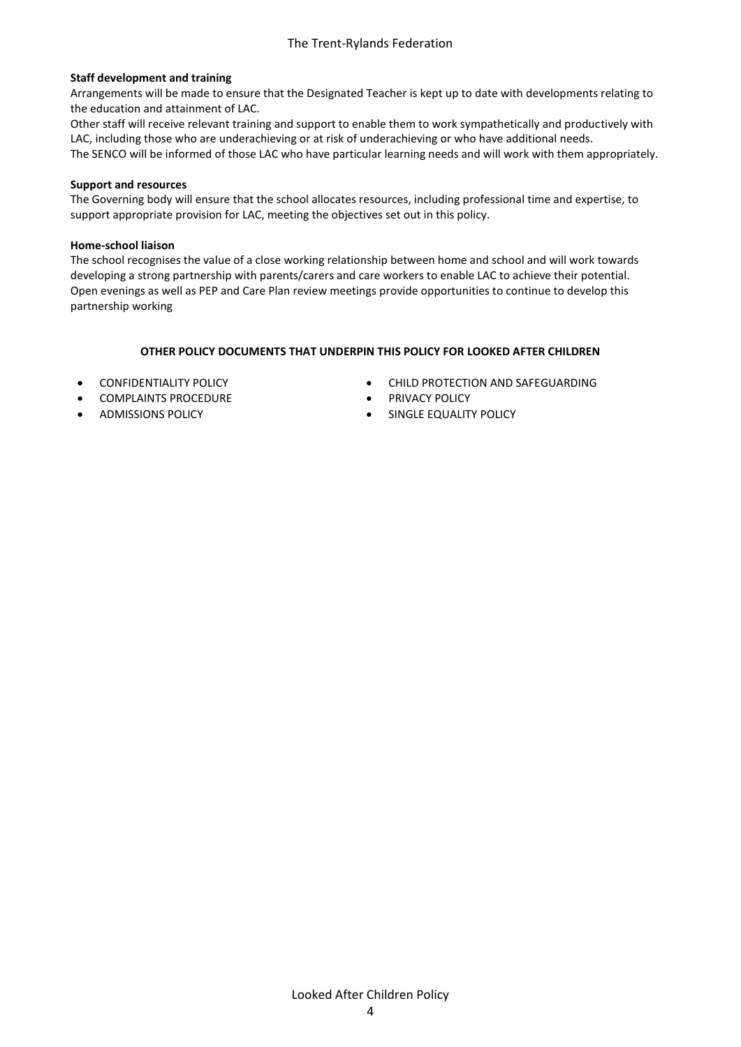**Staff development and training**

Arrangements will be made to ensure that the Designated Teacher is kept up to date with developments relating to the education and attainment of LAC.

Other staff will receive relevant training and support to enable them to work sympathetically and productively with LAC, including those who are underachieving or at risk of underachieving or who have additional needs.

The SENCO will be informed of those LAC who have particular learning needs and will work with them appropriately.

**Support and resources**

The Governing body will ensure that the school allocates resources, including professional time and expertise, to support appropriate provision for LAC, meeting the objectives set out in this policy.

**Home-school liaison**

The school recognises the value of a close working relationship between home and school and will work towards developing a strong partnership with parents/carers and care workers to enable LAC to achieve their potential. Open evenings as well as PEP and Care Plan review meetings provide opportunities to continue to develop this partnership working

**OTHER POLICY DOCUMENTS THAT UNDERPIN THIS POLICY FOR LOOKED AFTER CHILDREN**

- CONFIDENTIALITY POLICY
- COMPLAINTS PROCEDURE
- ADMISSIONS POLICY
- CHILD PROTECTION AND SAFEGUARDING
- PRIVACY POLICY
- SINGLE EQUALITY POLICY